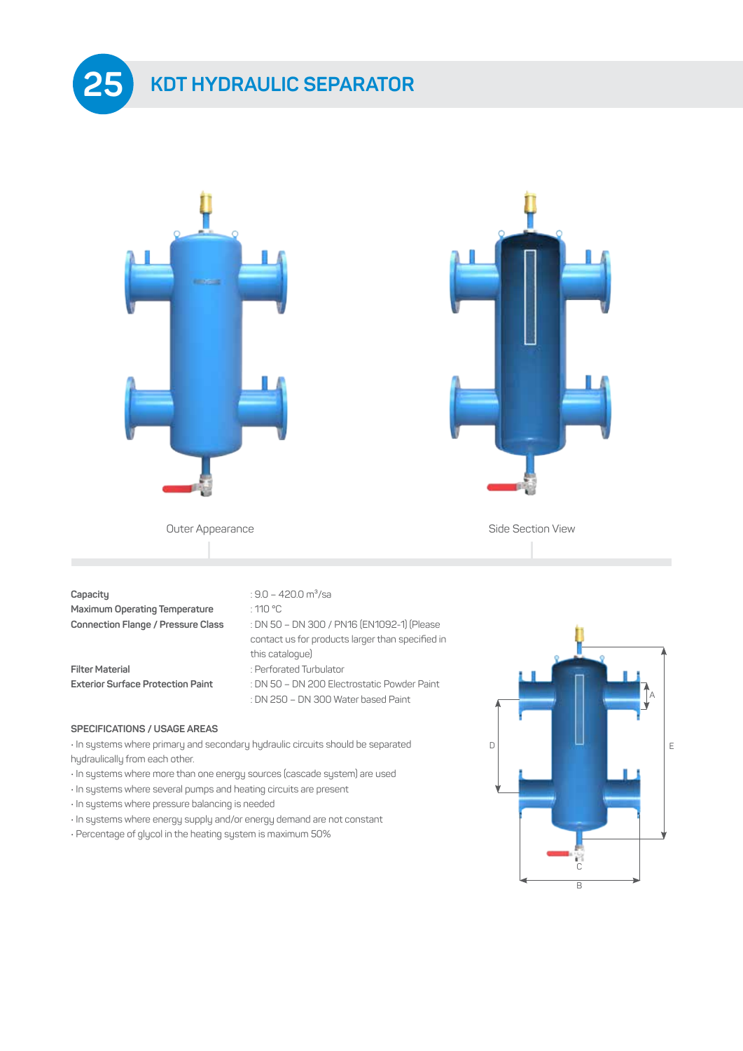# 25 KDT HYDRAULIC SEPARATOR

Outer Appearance

Side Section View

| | |
|---|---|
| **Capacity** | : 9.0 – 420.0 m³/sa |
| **Maximum Operating Temperature** | : 110 °C |
| **Connection Flange / Pressure Class** | : DN 50 – DN 300 / PN16 (EN1092-1) (Please contact us for products larger than specified in this catalogue) |
| **Filter Material** | : Perforated Turbulator |
| **Exterior Surface Protection Paint** | : DN 50 – DN 200 Electrostatic Powder Paint |
| | : DN 250 – DN 300 Water based Paint |

## SPECIFICATIONS / USAGE AREAS

- In systems where primary and secondary hydraulic circuits should be separated hydraulically from each other.
- In systems where more than one energy sources (cascade system) are used
- In systems where several pumps and heating circuits are present
- In systems where pressure balancing is needed
- In systems where energy supply and/or energy demand are not constant
- Percentage of glycol in the heating system is maximum 50%

A

D

E

C

B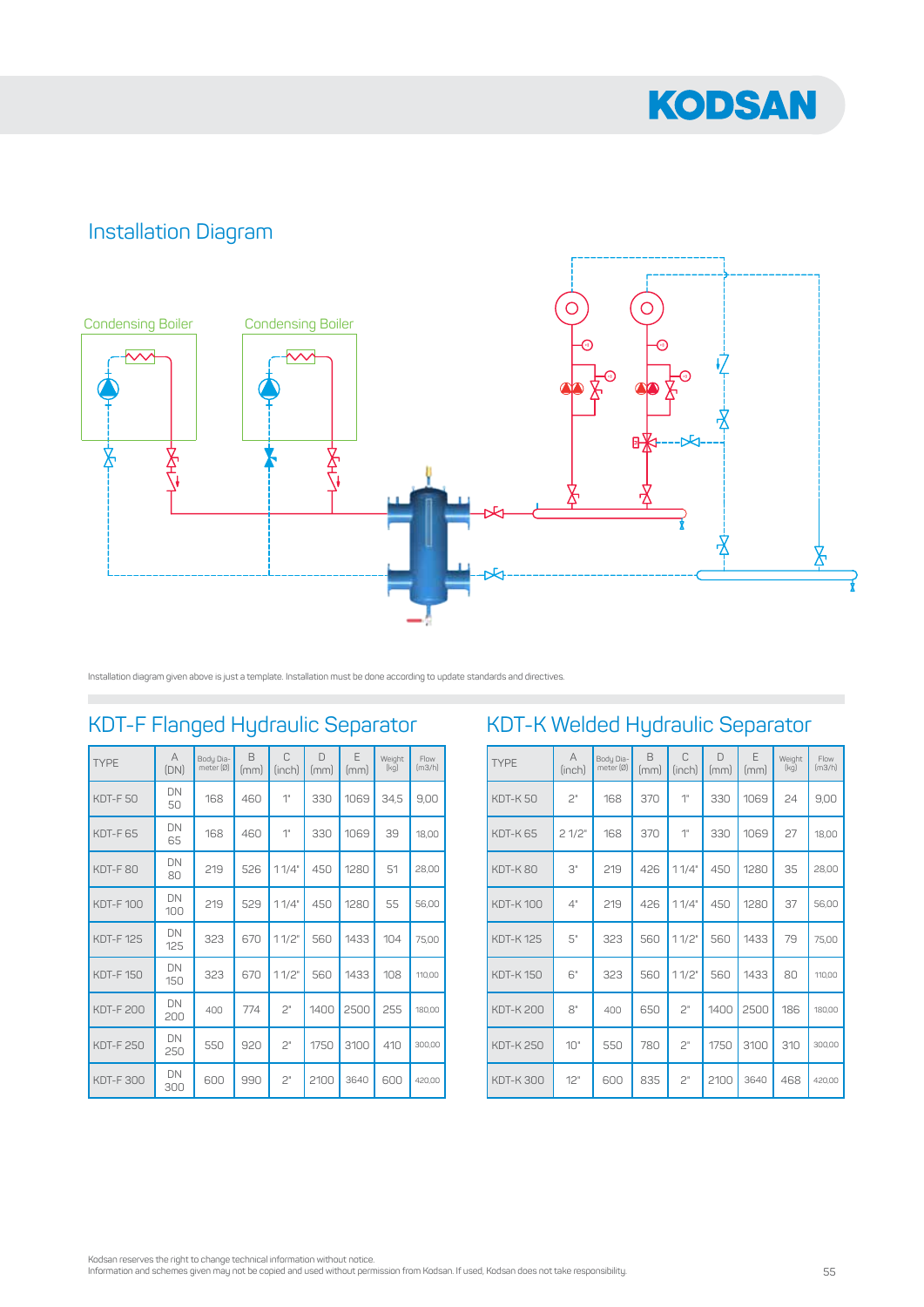## Installation Diagram

Condensing Boiler

Condensing Boiler

Installation diagram given above is just a template. Installation must be done according to update standards and directives.

## KDT-F Flanged Hydraulic Separator

| TYPE | A (DN) | Body Diameter (Ø) | B (mm) | C (inch) | D (mm) | E (mm) | Weight (kg) | Flow (m3/h) |
|---|---|---|---|---|---|---|---|---|
| KDT-F 50 | DN 50 | 168 | 460 | 1" | 330 | 1069 | 34,5 | 9,00 |
| KDT-F 65 | DN 65 | 168 | 460 | 1" | 330 | 1069 | 39 | 18,00 |
| KDT-F 80 | DN 80 | 219 | 526 | 1 1/4" | 450 | 1280 | 51 | 28,00 |
| KDT-F 100 | DN 100 | 219 | 529 | 1 1/4" | 450 | 1280 | 55 | 56,00 |
| KDT-F 125 | DN 125 | 323 | 670 | 1 1/2" | 560 | 1433 | 104 | 75,00 |
| KDT-F 150 | DN 150 | 323 | 670 | 1 1/2" | 560 | 1433 | 108 | 110,00 |
| KDT-F 200 | DN 200 | 400 | 774 | 2" | 1400 | 2500 | 255 | 180,00 |
| KDT-F 250 | DN 250 | 550 | 920 | 2" | 1750 | 3100 | 410 | 300,00 |
| KDT-F 300 | DN 300 | 600 | 990 | 2" | 2100 | 3640 | 600 | 420,00 |

## KDT-K Welded Hydraulic Separator

| TYPE | A (inch) | Body Diameter (Ø) | B (mm) | C (inch) | D (mm) | E (mm) | Weight (kg) | Flow (m3/h) |
|---|---|---|---|---|---|---|---|---|
| KDT-K 50 | 2" | 168 | 370 | 1" | 330 | 1069 | 24 | 9,00 |
| KDT-K 65 | 2 1/2" | 168 | 370 | 1" | 330 | 1069 | 27 | 18,00 |
| KDT-K 80 | 3" | 219 | 426 | 1 1/4" | 450 | 1280 | 35 | 28,00 |
| KDT-K 100 | 4" | 219 | 426 | 1 1/4" | 450 | 1280 | 37 | 56,00 |
| KDT-K 125 | 5" | 323 | 560 | 1 1/2" | 560 | 1433 | 79 | 75,00 |
| KDT-K 150 | 6" | 323 | 560 | 1 1/2" | 560 | 1433 | 80 | 110,00 |
| KDT-K 200 | 8" | 400 | 650 | 2" | 1400 | 2500 | 186 | 180,00 |
| KDT-K 250 | 10" | 550 | 780 | 2" | 1750 | 3100 | 310 | 300,00 |
| KDT-K 300 | 12" | 600 | 835 | 2" | 2100 | 3640 | 468 | 420,00 |

Kodsan reserves the right to change technical information without notice.
Information and schemes given may not be copied and used without permission from Kodsan. If used, Kodsan does not take responsibility.